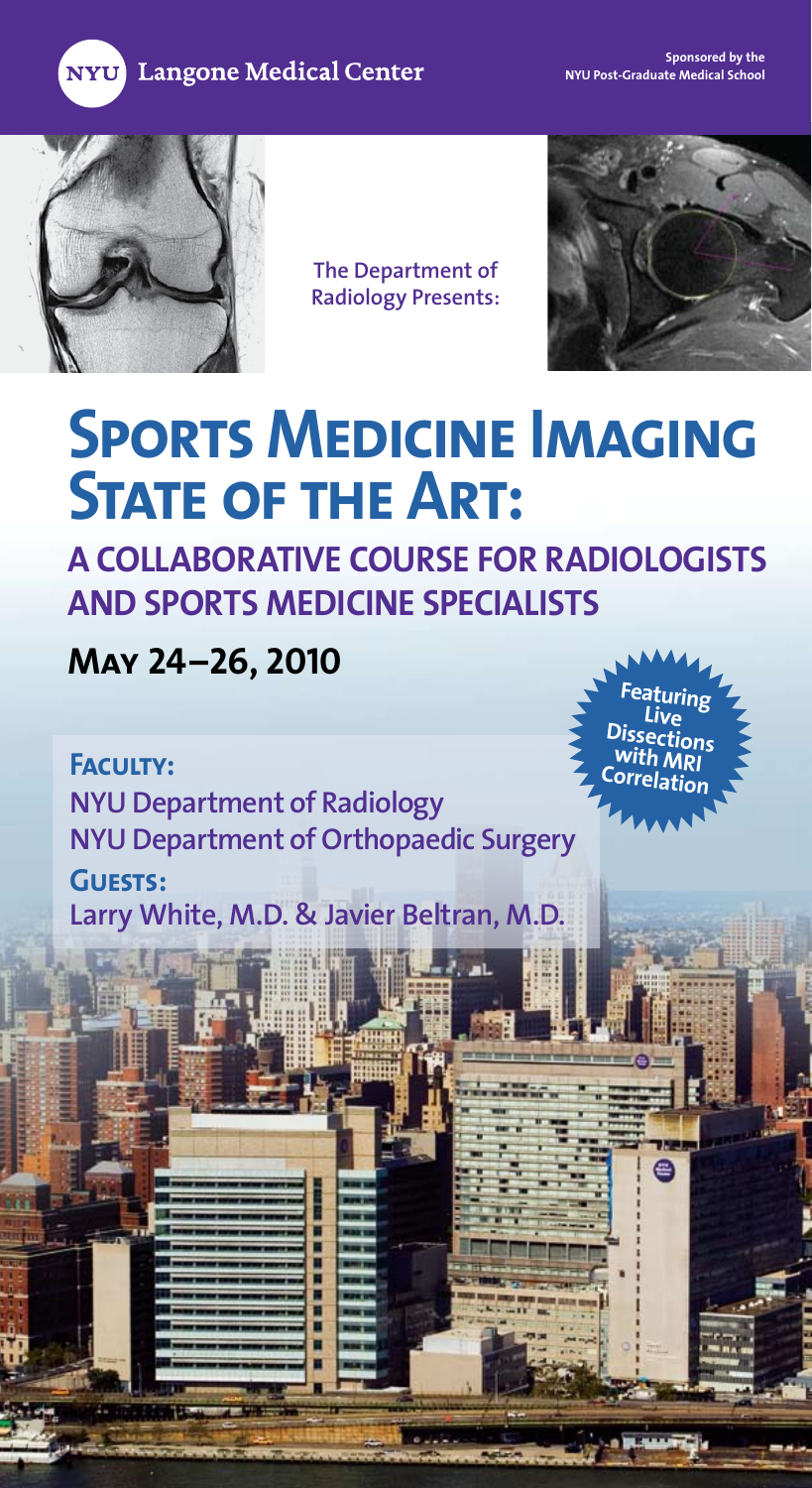NYU Langone Medical Center

Sponsored by the NYU Post-Graduate Medical School

The Department of Radiology Presents:

# Sports Medicine Imaging State of the Art:

## A Collaborative Course for Radiologists and Sports Medicine Specialists

## May 24–26, 2010

Featuring Live Dissections with MRI Correlation

**Faculty:**
NYU Department of Radiology
NYU Department of Orthopaedic Surgery

**Guests:**
Larry White, M.D. & Javier Beltran, M.D.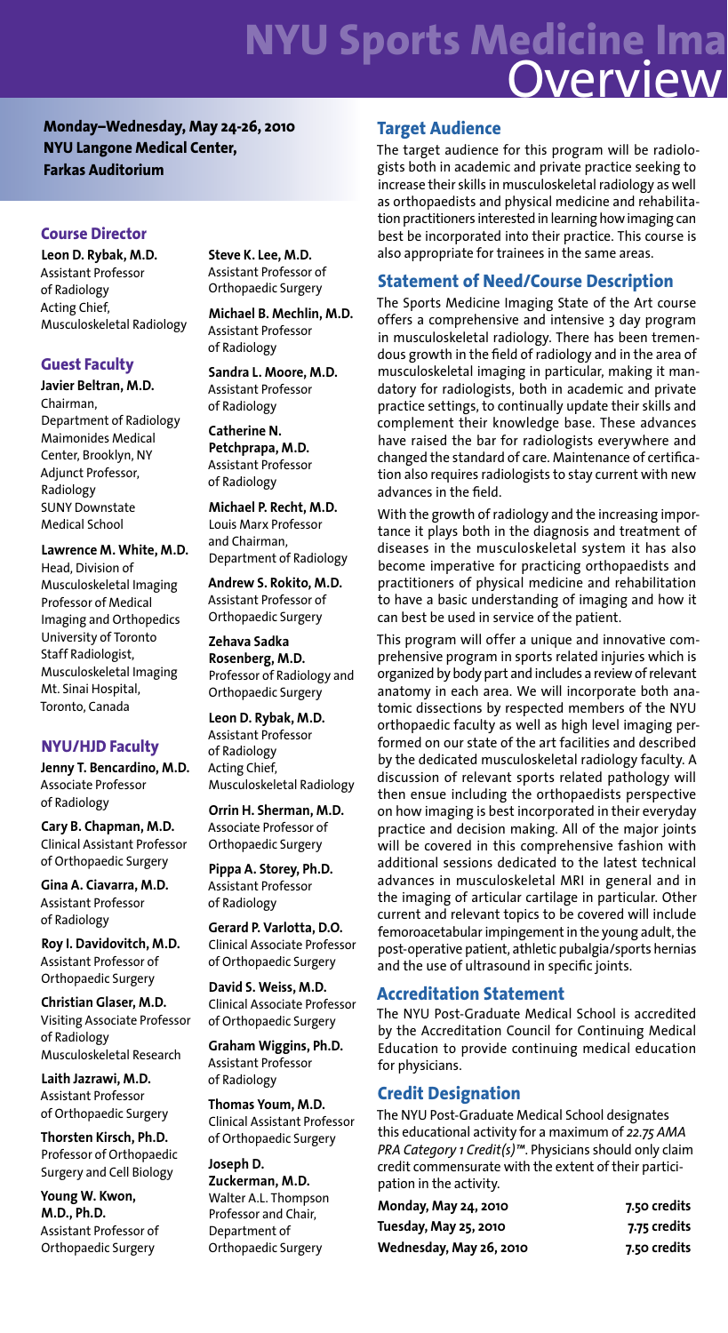# NYU Sports Medicine Ima Overview

**Monday–Wednesday, May 24-26, 2010**
**NYU Langone Medical Center,**
**Farkas Auditorium**

### Course Director

**Leon D. Rybak, M.D.**
Assistant Professor of Radiology
Acting Chief, Musculoskeletal Radiology

### Guest Faculty

**Javier Beltran, M.D.**
Chairman, Department of Radiology
Maimonides Medical Center, Brooklyn, NY
Adjunct Professor, Radiology
SUNY Downstate Medical School

**Lawrence M. White, M.D.**
Head, Division of Musculoskeletal Imaging
Professor of Medical Imaging and Orthopedics
University of Toronto
Staff Radiologist, Musculoskeletal Imaging
Mt. Sinai Hospital, Toronto, Canada

### NYU/HJD Faculty

**Jenny T. Bencardino, M.D.**
Associate Professor of Radiology

**Cary B. Chapman, M.D.**
Clinical Assistant Professor of Orthopaedic Surgery

**Gina A. Ciavarra, M.D.**
Assistant Professor of Radiology

**Roy I. Davidovitch, M.D.**
Assistant Professor of Orthopaedic Surgery

**Christian Glaser, M.D.**
Visiting Associate Professor of Radiology
Musculoskeletal Research

**Laith Jazrawi, M.D.**
Assistant Professor of Orthopaedic Surgery

**Thorsten Kirsch, Ph.D.**
Professor of Orthopaedic Surgery and Cell Biology

**Young W. Kwon, M.D., Ph.D.**
Assistant Professor of Orthopaedic Surgery

**Steve K. Lee, M.D.**
Assistant Professor of Orthopaedic Surgery

**Michael B. Mechlin, M.D.**
Assistant Professor of Radiology

**Sandra L. Moore, M.D.**
Assistant Professor of Radiology

**Catherine N. Petchprapa, M.D.**
Assistant Professor of Radiology

**Michael P. Recht, M.D.**
Louis Marx Professor and Chairman, Department of Radiology

**Andrew S. Rokito, M.D.**
Assistant Professor of Orthopaedic Surgery

**Zehava Sadka Rosenberg, M.D.**
Professor of Radiology and Orthopaedic Surgery

**Leon D. Rybak, M.D.**
Assistant Professor of Radiology
Acting Chief, Musculoskeletal Radiology

**Orrin H. Sherman, M.D.**
Associate Professor of Orthopaedic Surgery

**Pippa A. Storey, Ph.D.**
Assistant Professor of Radiology

**Gerard P. Varlotta, D.O.**
Clinical Associate Professor of Orthopaedic Surgery

**David S. Weiss, M.D.**
Clinical Associate Professor of Orthopaedic Surgery

**Graham Wiggins, Ph.D.**
Assistant Professor of Radiology

**Thomas Youm, M.D.**
Clinical Assistant Professor of Orthopaedic Surgery

**Joseph D. Zuckerman, M.D.**
Walter A.L. Thompson Professor and Chair, Department of Orthopaedic Surgery

## Target Audience

The target audience for this program will be radiologists both in academic and private practice seeking to increase their skills in musculoskeletal radiology as well as orthopaedists and physical medicine and rehabilitation practitioners interested in learning how imaging can best be incorporated into their practice. This course is also appropriate for trainees in the same areas.

## Statement of Need/Course Description

The Sports Medicine Imaging State of the Art course offers a comprehensive and intensive 3 day program in musculoskeletal radiology. There has been tremendous growth in the field of radiology and in the area of musculoskeletal imaging in particular, making it mandatory for radiologists, both in academic and private practice settings, to continually update their skills and complement their knowledge base. These advances have raised the bar for radiologists everywhere and changed the standard of care. Maintenance of certification also requires radiologists to stay current with new advances in the field.

With the growth of radiology and the increasing importance it plays both in the diagnosis and treatment of diseases in the musculoskeletal system it has also become imperative for practicing orthopaedists and practitioners of physical medicine and rehabilitation to have a basic understanding of imaging and how it can best be used in service of the patient.

This program will offer a unique and innovative comprehensive program in sports related injuries which is organized by body part and includes a review of relevant anatomy in each area. We will incorporate both anatomic dissections by respected members of the NYU orthopaedic faculty as well as high level imaging performed on our state of the art facilities and described by the dedicated musculoskeletal radiology faculty. A discussion of relevant sports related pathology will then ensue including the orthopaedists perspective on how imaging is best incorporated in their everyday practice and decision making. All of the major joints will be covered in this comprehensive fashion with additional sessions dedicated to the latest technical advances in musculoskeletal MRI in general and in the imaging of articular cartilage in particular. Other current and relevant topics to be covered will include femoroacetabular impingement in the young adult, the post-operative patient, athletic pubalgia/sports hernias and the use of ultrasound in specific joints.

## Accreditation Statement

The NYU Post-Graduate Medical School is accredited by the Accreditation Council for Continuing Medical Education to provide continuing medical education for physicians.

## Credit Designation

The NYU Post-Graduate Medical School designates this educational activity for a maximum of *22.75 AMA PRA Category 1 Credit(s)™*. Physicians should only claim credit commensurate with the extent of their participation in the activity.

| | |
|---|---|
| **Monday, May 24, 2010** | **7.50 credits** |
| **Tuesday, May 25, 2010** | **7.75 credits** |
| **Wednesday, May 26, 2010** | **7.50 credits** |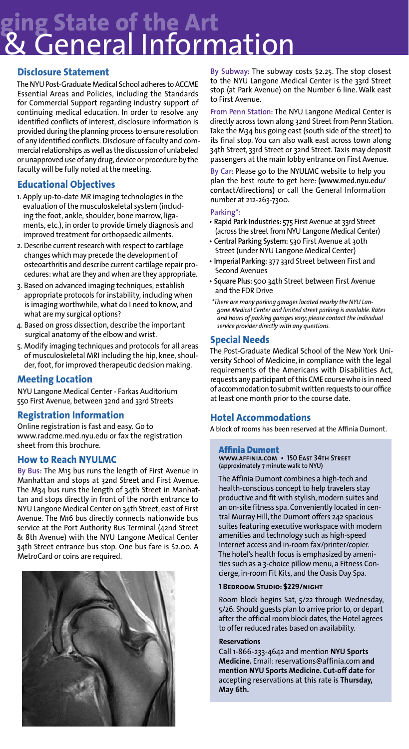# ging State of the Art & General Information

## Disclosure Statement

The NYU Post-Graduate Medical School adheres to ACCME Essential Areas and Policies, including the Standards for Commercial Support regarding industry support of continuing medical education. In order to resolve any identified conflicts of interest, disclosure information is provided during the planning process to ensure resolution of any identified conflicts. Disclosure of faculty and commercial relationships as well as the discussion of unlabeled or unapproved use of any drug, device or procedure by the faculty will be fully noted at the meeting.

## Educational Objectives

1. Apply up-to-date MR imaging technologies in the evaluation of the musculoskeletal system (including the foot, ankle, shoulder, bone marrow, ligaments, etc.), in order to provide timely diagnosis and improved treatment for orthopaedic ailments.
2. Describe current research with respect to cartilage changes which may precede the development of osteoarthritis and describe current cartilage repair procedures: what are they and when are they appropriate.
3. Based on advanced imaging techniques, establish appropriate protocols for instability, including when is imaging worthwhile, what do I need to know, and what are my surgical options?
4. Based on gross dissection, describe the important surgical anatomy of the elbow and wrist.
5. Modify imaging techniques and protocols for all areas of musculoskeletal MRI including the hip, knee, shoulder, foot, for improved therapeutic decision making.

## Meeting Location

NYU Langone Medical Center - Farkas Auditorium
550 First Avenue, between 32nd and 33rd Streets

## Registration Information

Online registration is fast and easy. Go to www.radcme.med.nyu.edu or fax the registration sheet from this brochure.

## How to Reach NYULMC

**By Bus:** The M15 bus runs the length of First Avenue in Manhattan and stops at 32nd Street and First Avenue. The M34 bus runs the length of 34th Street in Manhattan and stops directly in front of the north entrance to NYU Langone Medical Center on 34th Street, east of First Avenue. The M16 bus directly connects nationwide bus service at the Port Authority Bus Terminal (42nd Street & 8th Avenue) with the NYU Langone Medical Center 34th Street entrance bus stop. One bus fare is $2.00. A MetroCard or coins are required.

**By Subway:** The subway costs $2.25. The stop closest to the NYU Langone Medical Center is the 33rd Street stop (at Park Avenue) on the Number 6 line. Walk east to First Avenue.

**From Penn Station:** The NYU Langone Medical Center is directly across town along 32nd Street from Penn Station. Take the M34 bus going east (south side of the street) to its final stop. You can also walk east across town along 34th Street, 33rd Street or 32nd Street. Taxis may deposit passengers at the main lobby entrance on First Avenue.

**By Car:** Please go to the NYULMC website to help you plan the best route to get here: **(www.med.nyu.edu/contact/directions)** or call the General Information number at 212-263-7300.

**Parking*:**

- **Rapid Park Industries:** 575 First Avenue at 33rd Street (across the street from NYU Langone Medical Center)
- **Central Parking System:** 530 First Avenue at 30th Street (under NYU Langone Medical Center)
- **Imperial Parking:** 377 33rd Street between First and Second Avenues
- **Square Plus:** 500 34th Street between First Avenue and the FDR Drive

*\*There are many parking garages located nearby the NYU Langone Medical Center and limited street parking is available. Rates and hours of parking garages vary; please contact the individual service provider directly with any questions.*

## Special Needs

The Post-Graduate Medical School of the New York University School of Medicine, in compliance with the legal requirements of the Americans with Disabilities Act, requests any participant of this CME course who is in need of accommodation to submit written requests to our office at least one month prior to the course date.

## Hotel Accommodations

A block of rooms has been reserved at the Affinia Dumont.

### Affinia Dumont

**www.affinia.com • 150 East 34th Street**
**(approximately 7 minute walk to NYU)**

The Affinia Dumont combines a high-tech and health-conscious concept to help travelers stay productive and fit with stylish, modern suites and an on-site fitness spa. Conveniently located in central Murray Hill, the Dumont offers 242 spacious suites featuring executive workspace with modern amenities and technology such as high-speed Internet access and in-room fax/printer/copier. The hotel's health focus is emphasized by amenities such as a 3-choice pillow menu, a Fitness Concierge, in-room Fit Kits, and the Oasis Day Spa.

**1 Bedroom Studio: $229/night**

Room block begins Sat, 5/22 through Wednesday, 5/26. Should guests plan to arrive prior to, or depart after the official room block dates, the Hotel agrees to offer reduced rates based on availability.

**Reservations**

Call 1-866-233-4642 and mention **NYU Sports Medicine.** Email: reservations@affinia.com **and mention NYU Sports Medicine. Cut-off date** for accepting reservations at this rate is **Thursday, May 6th.**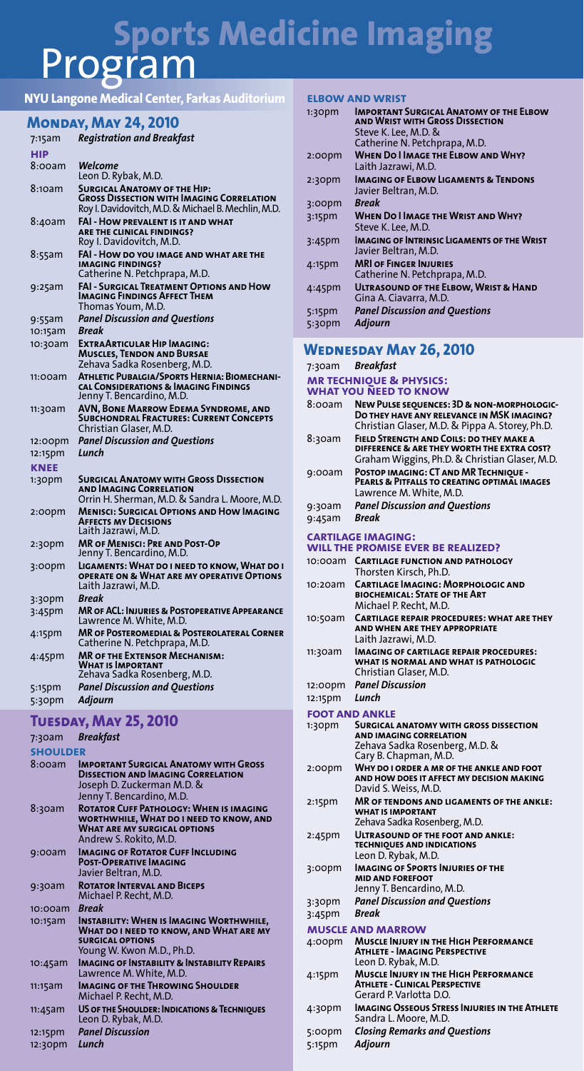# Sports Medicine Imaging Program

**NYU Langone Medical Center, Farkas Auditorium**

## Monday, May 24, 2010

| | |
|---|---|
| 7:15am | *Registration and Breakfast* |

### HIP

| | |
|---|---|
| 8:00am | *Welcome*<br>Leon D. Rybak, M.D. |
| 8:10am | **Surgical Anatomy of the Hip: Gross Dissection with Imaging Correlation**<br>Roy I. Davidovitch, M.D. & Michael B. Mechlin, M.D. |
| 8:40am | **FAI - How prevalent is it and what are the clinical findings?**<br>Roy I. Davidovitch, M.D. |
| 8:55am | **FAI - How do you image and what are the imaging findings?**<br>Catherine N. Petchprapa, M.D. |
| 9:25am | **FAI - Surgical Treatment Options and How Imaging Findings Affect Them**<br>Thomas Youm, M.D. |
| 9:55am | *Panel Discussion and Questions* |
| 10:15am | *Break* |
| 10:30am | **ExtraArticular Hip Imaging: Muscles, Tendon and Bursae**<br>Zehava Sadka Rosenberg, M.D. |
| 11:00am | **Athletic Pubalgia/Sports Hernia: Biomechanical Considerations & Imaging Findings**<br>Jenny T. Bencardino, M.D. |
| 11:30am | **AVN, Bone Marrow Edema Syndrome, and Subchondral Fractures: Current Concepts**<br>Christian Glaser, M.D. |
| 12:00pm | *Panel Discussion and Questions* |
| 12:15pm | *Lunch* |

### KNEE

| | |
|---|---|
| 1:30pm | **Surgical Anatomy with Gross Dissection and Imaging Correlation**<br>Orrin H. Sherman, M.D. & Sandra L. Moore, M.D. |
| 2:00pm | **Menisci: Surgical Options and How Imaging Affects my Decisions**<br>Laith Jazrawi, M.D. |
| 2:30pm | **MR of Menisci: Pre and Post-Op**<br>Jenny T. Bencardino, M.D. |
| 3:00pm | **Ligaments: What do I need to know, What do I operate on & What are my operative options**<br>Laith Jazrawi, M.D. |
| 3:30pm | *Break* |
| 3:45pm | **MR of ACL: Injuries & Postoperative Appearance**<br>Lawrence M. White, M.D. |
| 4:15pm | **MR of Posteromedial & Posterolateral Corner**<br>Catherine N. Petchprapa, M.D. |
| 4:45pm | **MR of the Extensor Mechanism: What is Important**<br>Zehava Sadka Rosenberg, M.D. |
| 5:15pm | *Panel Discussion and Questions* |
| 5:30pm | *Adjourn* |

## Tuesday, May 25, 2010

| | |
|---|---|
| 7:30am | *Breakfast* |

### SHOULDER

| | |
|---|---|
| 8:00am | **Important Surgical Anatomy with Gross Dissection and Imaging Correlation**<br>Joseph D. Zuckerman M.D. & Jenny T. Bencardino, M.D. |
| 8:30am | **Rotator Cuff Pathology: When is imaging worthwhile, What do I need to know, and What are my surgical options**<br>Andrew S. Rokito, M.D. |
| 9:00am | **Imaging of Rotator Cuff Including Post-Operative Imaging**<br>Javier Beltran, M.D. |
| 9:30am | **Rotator Interval and Biceps**<br>Michael P. Recht, M.D. |
| 10:00am | *Break* |
| 10:15am | **Instability: When is Imaging Worthwhile, What do I need to know, and What are my surgical options**<br>Young W. Kwon M.D., Ph.D. |
| 10:45am | **Imaging of Instability & Instability Repairs**<br>Lawrence M. White, M.D. |
| 11:15am | **Imaging of the Throwing Shoulder**<br>Michael P. Recht, M.D. |
| 11:45am | **US of the Shoulder: Indications & Techniques**<br>Leon D. Rybak, M.D. |
| 12:15pm | *Panel Discussion* |
| 12:30pm | *Lunch* |

### ELBOW AND WRIST

| | |
|---|---|
| 1:30pm | **Important Surgical Anatomy of the Elbow and Wrist with Gross Dissection**<br>Steve K. Lee, M.D. & Catherine N. Petchprapa, M.D. |
| 2:00pm | **When Do I Image the Elbow and Why?**<br>Laith Jazrawi, M.D. |
| 2:30pm | **Imaging of Elbow Ligaments & Tendons**<br>Javier Beltran, M.D. |
| 3:00pm | *Break* |
| 3:15pm | **When Do I Image the Wrist and Why?**<br>Steve K. Lee, M.D. |
| 3:45pm | **Imaging of Intrinsic Ligaments of the Wrist**<br>Javier Beltran, M.D. |
| 4:15pm | **MRI of Finger Injuries**<br>Catherine N. Petchprapa, M.D. |
| 4:45pm | **Ultrasound of the Elbow, Wrist & Hand**<br>Gina A. Ciavarra, M.D. |
| 5:15pm | *Panel Discussion and Questions* |
| 5:30pm | *Adjourn* |

## Wednesday May 26, 2010

| | |
|---|---|
| 7:30am | *Breakfast* |

### MR TECHNIQUE & PHYSICS: WHAT YOU NEED TO KNOW

| | |
|---|---|
| 8:00am | **New Pulse sequences: 3D & non-morphologic- Do they have any relevance in MSK imaging?**<br>Christian Glaser, M.D. & Pippa A. Storey, Ph.D. |
| 8:30am | **Field Strength and Coils: do they make a difference & are they worth the extra cost?**<br>Graham Wiggins, Ph.D. & Christian Glaser, M.D. |
| 9:00am | **Postop imaging: CT and MR Technique - Pearls & Pitfalls to creating optimal images**<br>Lawrence M. White, M.D. |
| 9:30am | *Panel Discussion and Questions* |
| 9:45am | *Break* |

### CARTILAGE IMAGING: WILL THE PROMISE EVER BE REALIZED?

| | |
|---|---|
| 10:00am | **Cartilage function and pathology**<br>Thorsten Kirsch, Ph.D. |
| 10:20am | **Cartilage Imaging: Morphologic and biochemical: State of the Art**<br>Michael P. Recht, M.D. |
| 10:50am | **Cartilage repair procedures: what are they and when are they appropriate**<br>Laith Jazrawi, M.D. |
| 11:30am | **Imaging of cartilage repair procedures: what is normal and what is pathologic**<br>Christian Glaser, M.D. |
| 12:00pm | *Panel Discussion* |
| 12:15pm | *Lunch* |

### FOOT AND ANKLE

| | |
|---|---|
| 1:30pm | **Surgical anatomy with gross dissection and imaging correlation**<br>Zehava Sadka Rosenberg, M.D. & Cary B. Chapman, M.D. |
| 2:00pm | **Why do I order a MR of the ankle and foot and how does it affect my decision making**<br>David S. Weiss, M.D. |
| 2:15pm | **MR of tendons and ligaments of the ankle: what is important**<br>Zehava Sadka Rosenberg, M.D. |
| 2:45pm | **Ultrasound of the foot and ankle: techniques and indications**<br>Leon D. Rybak, M.D. |
| 3:00pm | **Imaging of Sports Injuries of the mid and forefoot**<br>Jenny T. Bencardino, M.D. |
| 3:30pm | *Panel Discussion and Questions* |
| 3:45pm | *Break* |

### MUSCLE AND MARROW

| | |
|---|---|
| 4:00pm | **Muscle Injury in the High Performance Athlete - Imaging Perspective**<br>Leon D. Rybak, M.D. |
| 4:15pm | **Muscle Injury in the High Performance Athlete - Clinical Perspective**<br>Gerard P. Varlotta D.O. |
| 4:30pm | **Imaging Osseous Stress Injuries in the Athlete**<br>Sandra L. Moore, M.D. |
| 5:00pm | *Closing Remarks and Questions* |
| 5:15pm | *Adjourn* |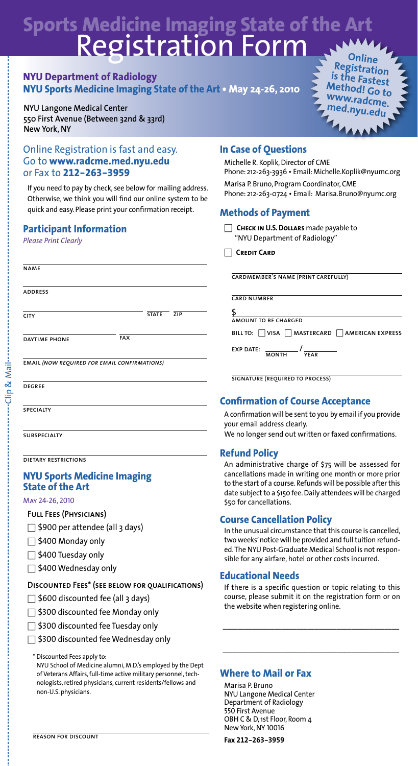# Sports Medicine Imaging State of the Art
# Registration Form

**Online Registration is the Fastest Method! Go to www.radcme.med.nyu.edu**

## NYU Department of Radiology
## NYU Sports Medicine Imaging State of the Art • May 24-26, 2010

**NYU Langone Medical Center**
**550 First Avenue (Between 32nd & 33rd)**
**New York, NY**

### Online Registration is fast and easy. Go to **www.radcme.med.nyu.edu** or Fax to **212-263-3959**

If you need to pay by check, see below for mailing address. Otherwise, we think you will find our online system to be quick and easy. Please print your confirmation receipt.

### Participant Information

*Please Print Clearly*

NAME

ADDRESS

CITY STATE ZIP

DAYTIME PHONE FAX

EMAIL *(NOW REQUIRED FOR EMAIL CONFIRMATIONS)*

DEGREE

SPECIALTY

SUBSPECIALTY

DIETARY RESTRICTIONS

### NYU Sports Medicine Imaging State of the Art

May 24-26, 2010

**Full Fees (Physicians)**

- ☐ $900 per attendee (all 3 days)
- ☐ $400 Monday only
- ☐ $400 Tuesday only
- ☐ $400 Wednesday only

**Discounted Fees* (see below for qualifications)**

- ☐ $600 discounted fee (all 3 days)
- ☐ $300 discounted fee Monday only
- ☐ $300 discounted fee Tuesday only
- ☐ $300 discounted fee Wednesday only

\* Discounted Fees apply to:
NYU School of Medicine alumni, M.D.'s employed by the Dept of Veterans Affairs, full-time active military personnel, technologists, retired physicians, current residents/fellows and non-U.S. physicians.

REASON FOR DISCOUNT

### In Case of Questions

Michelle R. Koplik, Director of CME
Phone: 212-263-3936 • Email: Michelle.Koplik@nyumc.org

Marisa P. Bruno, Program Coordinator, CME
Phone: 212-263-0724 • Email: Marisa.Bruno@nyumc.org

### Methods of Payment

- ☐ **Check in U.S. Dollars** made payable to "NYU Department of Radiology"
- ☐ **Credit Card**

CARDMEMBER'S NAME (PRINT CAREFULLY)

CARD NUMBER

$
AMOUNT TO BE CHARGED

BILL TO: ☐ VISA ☐ MASTERCARD ☐ AMERICAN EXPRESS

EXP DATE: ______ / ______
MONTH YEAR

SIGNATURE (REQUIRED TO PROCESS)

### Confirmation of Course Acceptance

A confirmation will be sent to you by email if you provide your email address clearly.
We no longer send out written or faxed confirmations.

### Refund Policy

An administrative charge of $75 will be assessed for cancellations made in writing one month or more prior to the start of a course. Refunds will be possible after this date subject to a $150 fee. Daily attendees will be charged $50 for cancellations.

### Course Cancellation Policy

In the unusual circumstance that this course is cancelled, two weeks' notice will be provided and full tuition refunded. The NYU Post-Graduate Medical School is not responsible for any airfare, hotel or other costs incurred.

### Educational Needs

If there is a specific question or topic relating to this course, please submit it on the registration form or on the website when registering online.

### Where to Mail or Fax

Marisa P. Bruno
NYU Langone Medical Center
Department of Radiology
550 First Avenue
OBH C & D, 1st Floor, Room 4
New York, NY 10016

**Fax 212-263-3959**

Clip & Mail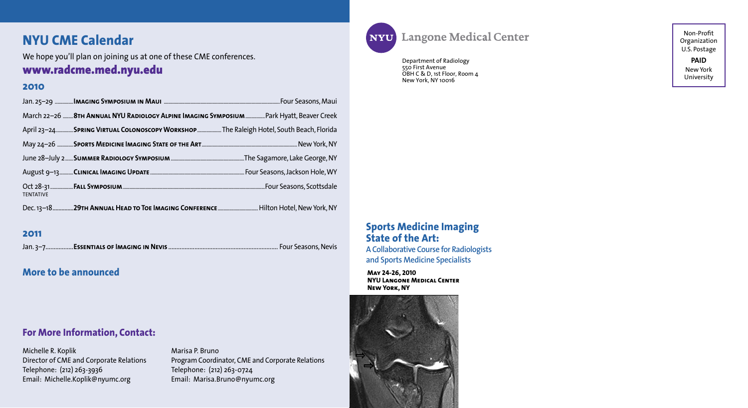# NYU CME Calendar

We hope you'll plan on joining us at one of these CME conferences.

## www.radcme.med.nyu.edu

### 2010

- Jan. 25–29 ........ **Imaging Symposium in Maui** ........ Four Seasons, Maui
- March 22–26 ........ **8th Annual NYU Radiology Alpine Imaging Symposium** ........ Park Hyatt, Beaver Creek
- April 23–24 ........ **Spring Virtual Colonoscopy Workshop** ........ The Raleigh Hotel, South Beach, Florida
- May 24–26 ........ **Sports Medicine Imaging State of the Art** ........ New York, NY
- June 28–July 2 ........ **Summer Radiology Symposium** ........ The Sagamore, Lake George, NY
- August 9–13 ........ **Clinical Imaging Update** ........ Four Seasons, Jackson Hole, WY
- Oct 28-31 (TENTATIVE) ........ **Fall Symposium** ........ Four Seasons, Scottsdale
- Dec. 13–18 ........ **29th Annual Head to Toe Imaging Conference** ........ Hilton Hotel, New York, NY

### 2011

- Jan. 3–7 ........ **Essentials of Imaging in Nevis** ........ Four Seasons, Nevis

## More to be announced

## For More Information, Contact:

Michelle R. Koplik
Director of CME and Corporate Relations
Telephone: (212) 263-3936
Email: Michelle.Koplik@nyumc.org

Marisa P. Bruno
Program Coordinator, CME and Corporate Relations
Telephone: (212) 263-0724
Email: Marisa.Bruno@nyumc.org

NYU Langone Medical Center

Department of Radiology
550 First Avenue
OBH C & D, 1st Floor, Room 4
New York, NY 10016

Non-Profit Organization
U.S. Postage
**PAID**
New York University

## Sports Medicine Imaging State of the Art:

A Collaborative Course for Radiologists and Sports Medicine Specialists

**May 24-26, 2010**
**NYU Langone Medical Center**
**New York, NY**